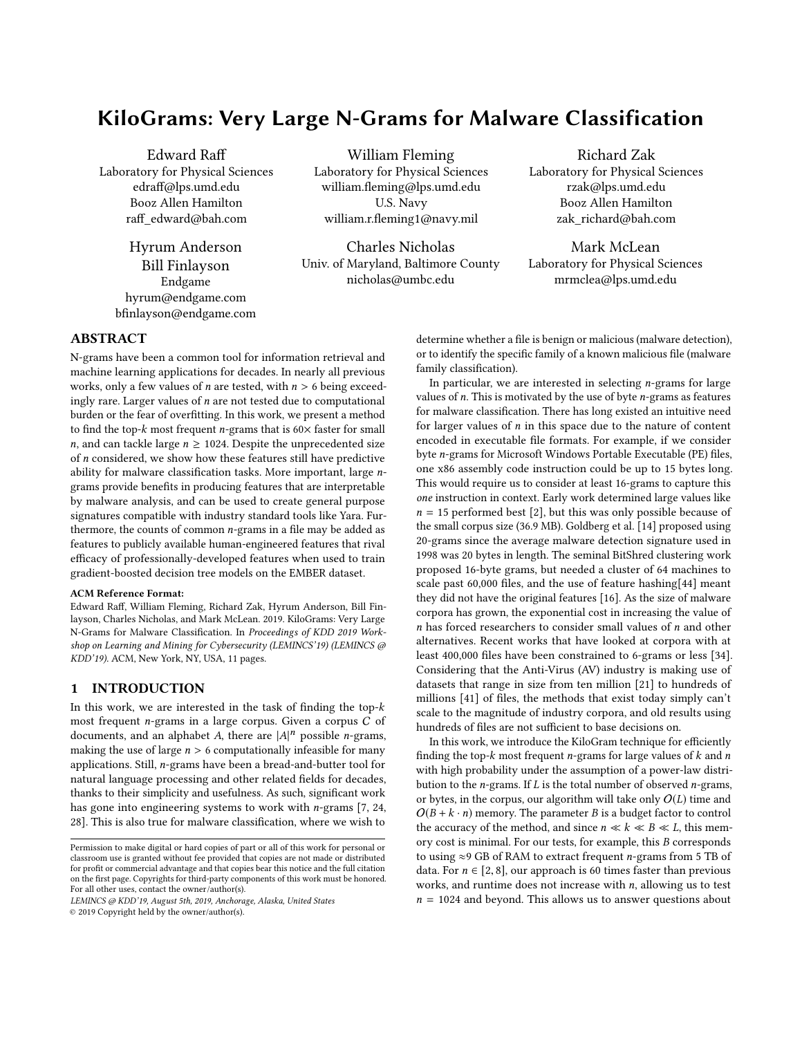# KiloGrams: Very Large N-Grams for Malware Classification

Edward Raff
Laboratory for Physical Sciences
edraff@lps.umd.edu
Booz Allen Hamilton
raff_edward@bah.com

William Fleming
Laboratory for Physical Sciences
william.fleming@lps.umd.edu
U.S. Navy
william.r.fleming1@navy.mil

Richard Zak
Laboratory for Physical Sciences
rzak@lps.umd.edu
Booz Allen Hamilton
zak_richard@bah.com

Hyrum Anderson
Bill Finlayson
Endgame
hyrum@endgame.com
bfinlayson@endgame.com

Charles Nicholas
Univ. of Maryland, Baltimore County
nicholas@umbc.edu

Mark McLean
Laboratory for Physical Sciences
mrmclea@lps.umd.edu

## ABSTRACT

N-grams have been a common tool for information retrieval and machine learning applications for decades. In nearly all previous works, only a few values of $n$ are tested, with $n > 6$ being exceedingly rare. Larger values of $n$ are not tested due to computational burden or the fear of overfitting. In this work, we present a method to find the top-$k$ most frequent $n$-grams that is 60× faster for small $n$, and can tackle large $n \geq 1024$. Despite the unprecedented size of $n$ considered, we show how these features still have predictive ability for malware classification tasks. More important, large $n$-grams provide benefits in producing features that are interpretable by malware analysis, and can be used to create general purpose signatures compatible with industry standard tools like Yara. Furthermore, the counts of common $n$-grams in a file may be added as features to publicly available human-engineered features that rival efficacy of professionally-developed features when used to train gradient-boosted decision tree models on the EMBER dataset.

**ACM Reference Format:**
Edward Raff, William Fleming, Richard Zak, Hyrum Anderson, Bill Finlayson, Charles Nicholas, and Mark McLean. 2019. KiloGrams: Very Large N-Grams for Malware Classification. In *Proceedings of KDD 2019 Workshop on Learning and Mining for Cybersecurity (LEMINCS'19) (LEMINCS @ KDD'19)*. ACM, New York, NY, USA, 11 pages.

## 1 INTRODUCTION

In this work, we are interested in the task of finding the top-$k$ most frequent $n$-grams in a large corpus. Given a corpus $C$ of documents, and an alphabet $A$, there are $|A|^n$ possible $n$-grams, making the use of large $n > 6$ computationally infeasible for many applications. Still, $n$-grams have been a bread-and-butter tool for natural language processing and other related fields for decades, thanks to their simplicity and usefulness. As such, significant work has gone into engineering systems to work with $n$-grams [7, 24, 28]. This is also true for malware classification, where we wish to determine whether a file is benign or malicious (malware detection), or to identify the specific family of a known malicious file (malware family classification).

In particular, we are interested in selecting $n$-grams for large values of $n$. This is motivated by the use of byte $n$-grams as features for malware classification. There has long existed an intuitive need for larger values of $n$ in this space due to the nature of content encoded in executable file formats. For example, if we consider byte $n$-grams for Microsoft Windows Portable Executable (PE) files, one x86 assembly code instruction could be up to 15 bytes long. This would require us to consider at least 16-grams to capture this *one* instruction in context. Early work determined large values like $n = 15$ performed best [2], but this was only possible because of the small corpus size (36.9 MB). Goldberg et al. [14] proposed using 20-grams since the average malware detection signature used in 1998 was 20 bytes in length. The seminal BitShred clustering work proposed 16-byte grams, but needed a cluster of 64 machines to scale past 60,000 files, and the use of feature hashing[44] meant they did not have the original features [16]. As the size of malware corpora has grown, the exponential cost in increasing the value of $n$ has forced researchers to consider small values of $n$ and other alternatives. Recent works that have looked at corpora with at least 400,000 files have been constrained to 6-grams or less [34]. Considering that the Anti-Virus (AV) industry is making use of datasets that range in size from ten million [21] to hundreds of millions [41] of files, the methods that exist today simply can't scale to the magnitude of industry corpora, and old results using hundreds of files are not sufficient to base decisions on.

In this work, we introduce the KiloGram technique for efficiently finding the top-$k$ most frequent $n$-grams for large values of $k$ and $n$ with high probability under the assumption of a power-law distribution to the $n$-grams. If $L$ is the total number of observed $n$-grams, or bytes, in the corpus, our algorithm will take only $O(L)$ time and $O(B + k \cdot n)$ memory. The parameter $B$ is a budget factor to control the accuracy of the method, and since $n \ll k \ll B \ll L$, this memory cost is minimal. For our tests, for example, this $B$ corresponds to using ≈9 GB of RAM to extract frequent $n$-grams from 5 TB of data. For $n \in [2, 8]$, our approach is 60 times faster than previous works, and runtime does not increase with $n$, allowing us to test $n = 1024$ and beyond. This allows us to answer questions about

Permission to make digital or hard copies of part or all of this work for personal or classroom use is granted without fee provided that copies are not made or distributed for profit or commercial advantage and that copies bear this notice and the full citation on the first page. Copyrights for third-party components of this work must be honored. For all other uses, contact the owner/author(s).
LEMINCS @ KDD'19, August 5th, 2019, Anchorage, Alaska, United States
© 2019 Copyright held by the owner/author(s).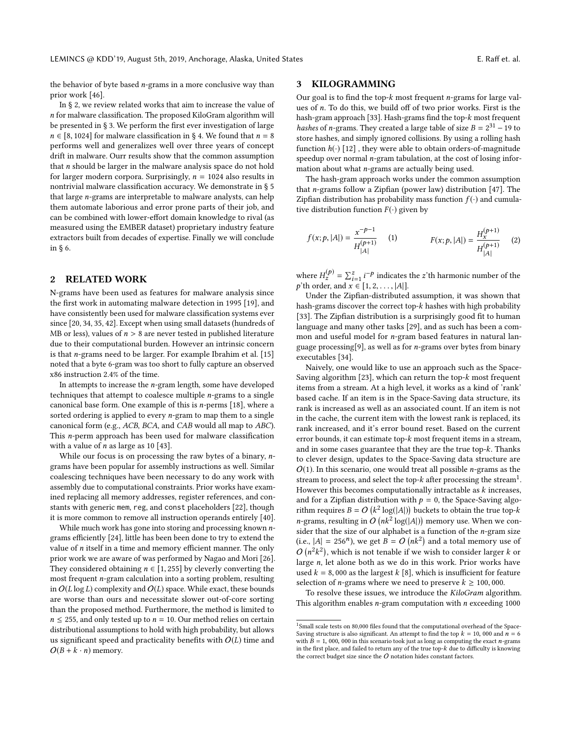the behavior of byte based $n$-grams in a more conclusive way than prior work [46].

In § 2, we review related works that aim to increase the value of $n$ for malware classification. The proposed KiloGram algorithm will be presented in § 3. We perform the first ever investigation of large $n \in [8, 1024]$ for malware classification in § 4. We found that $n = 8$ performs well and generalizes well over three years of concept drift in malware. Ourr results show that the common assumption that $n$ should be larger in the malware analysis space do not hold for larger modern corpora. Surprisingly, $n = 1024$ also results in nontrivial malware classification accuracy. We demonstrate in § 5 that large $n$-grams are interpretable to malware analysts, can help them automate laborious and error prone parts of their job, and can be combined with lower-effort domain knowledge to rival (as measured using the EMBER dataset) proprietary industry feature extractors built from decades of expertise. Finally we will conclude in § 6.

## 2 RELATED WORK

N-grams have been used as features for malware analysis since the first work in automating malware detection in 1995 [19], and have consistently been used for malware classification systems ever since [20, 34, 35, 42]. Except when using small datasets (hundreds of MB or less), values of $n > 8$ are never tested in published literature due to their computational burden. However an intrinsic concern is that $n$-grams need to be larger. For example Ibrahim et al. [15] noted that a byte 6-gram was too short to fully capture an observed x86 instruction 2.4% of the time.

In attempts to increase the $n$-gram length, some have developed techniques that attempt to coalesce multiple $n$-grams to a single canonical base form. One example of this is $n$-perms [18], where a sorted ordering is applied to every $n$-gram to map them to a single canonical form (e.g., *ACB*, *BCA*, and *CAB* would all map to *ABC*). This $n$-perm approach has been used for malware classification with a value of $n$ as large as 10 [43].

While our focus is on processing the raw bytes of a binary, $n$-grams have been popular for assembly instructions as well. Similar coalescing techniques have been necessary to do any work with assembly due to computational constraints. Prior works have examined replacing all memory addresses, register references, and constants with generic `mem`, `reg`, and `const` placeholders [22], though it is more common to remove all instruction operands entirely [40].

While much work has gone into storing and processing known $n$-grams efficiently [24], little has been been done to try to extend the value of $n$ itself in a time and memory efficient manner. The only prior work we are aware of was performed by Nagao and Mori [26]. They considered obtaining $n \in [1, 255]$ by cleverly converting the most frequent $n$-gram calculation into a sorting problem, resulting in $O(L \log L)$ complexity and $O(L)$ space. While exact, these bounds are worse than ours and necessitate slower out-of-core sorting than the proposed method. Furthermore, the method is limited to $n \leq 255$, and only tested up to $n = 10$. Our method relies on certain distributional assumptions to hold with high probability, but allows us significant speed and practicality benefits with $O(L)$ time and $O(B + k \cdot n)$ memory.

## 3 KILOGRAMMING

Our goal is to find the top-$k$ most frequent $n$-grams for large values of $n$. To do this, we build off of two prior works. First is the hash-gram approach [33]. Hash-grams find the top-$k$ most frequent *hashes* of $n$-grams. They created a large table of size $B = 2^{31} - 19$ to store hashes, and simply ignored collisions. By using a rolling hash function $h(\cdot)$ [12] , they were able to obtain orders-of-magnitude speedup over normal $n$-gram tabulation, at the cost of losing information about what $n$-grams are actually being used.

The hash-gram approach works under the common assumption that $n$-grams follow a Zipfian (power law) distribution [47]. The Zipfian distribution has probability mass function $f(\cdot)$ and cumulative distribution function $F(\cdot)$ given by

$$f(x; p, |A|) = \frac{x^{-p-1}}{H_{|A|}^{(p+1)}} \quad (1) \qquad F(x; p, |A|) = \frac{H_x^{(p+1)}}{H_{|A|}^{(p+1)}} \quad (2)$$

where $H_z^{(p)} = \sum_{i=1}^{z} i^{-p}$ indicates the $z$'th harmonic number of the $p$'th order, and $x \in [1, 2, \ldots, |A|]$.

Under the Zipfian-distributed assumption, it was shown that hash-grams discover the correct top-$k$ hashes with high probability [33]. The Zipfian distribution is a surprisingly good fit to human language and many other tasks [29], and as such has been a common and useful model for $n$-gram based features in natural language processing[9], as well as for $n$-grams over bytes from binary executables [34].

Naively, one would like to use an approach such as the Space-Saving algorithm [23], which can return the top-$k$ most frequent items from a stream. At a high level, it works as a kind of 'rank' based cache. If an item is in the Space-Saving data structure, its rank is increased as well as an associated count. If an item is not in the cache, the current item with the lowest rank is replaced, its rank increased, and it's error bound reset. Based on the current error bounds, it can estimate top-$k$ most frequent items in a stream, and in some cases guarantee that they are the true top-$k$. Thanks to clever design, updates to the Space-Saving data structure are $O(1)$. In this scenario, one would treat all possible $n$-grams as the stream to process, and select the top-$k$ after processing the stream[1]. However this becomes computationally intractable as $k$ increases, and for a Zipfian distribution with $p = 0$, the Space-Saving algorithm requires $B = O\left(k^2 \log(|A|)\right)$ buckets to obtain the true top-$k$ $n$-grams, resulting in $O\left(nk^2 \log(|A|)\right)$ memory use. When we consider that the size of our alphabet is a function of the $n$-gram size (i.e., $|A| = 256^n$), we get $B = O\left(nk^2\right)$ and a total memory use of $O\left(n^2k^2\right)$, which is not tenable if we wish to consider larger $k$ or large $n$, let alone both as we do in this work. Prior works have used $k = 8,000$ as the largest $k$ [8], which is insufficient for feature selection of $n$-grams where we need to preserve $k \geq 100,000$.

To resolve these issues, we introduce the *KiloGram* algorithm. This algorithm enables $n$-gram computation with $n$ exceeding 1000

[1] Small scale tests on 80,000 files found that the computational overhead of the Space-Saving structure is also significant. An attempt to find the top $k = 10,000$ and $n = 6$ with $B = 1,000,000$ in this scenario took just as long as computing the exact $n$-grams in the first place, and failed to return any of the true top-$k$ due to difficulty is knowing the correct budget size since the $O$ notation hides constant factors.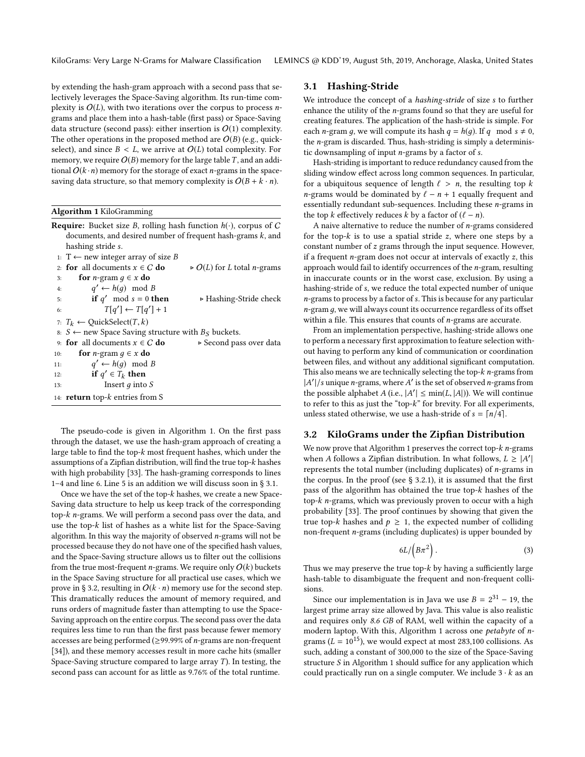by extending the hash-gram approach with a second pass that selectively leverages the Space-Saving algorithm. Its run-time complexity is $O(L)$, with two iterations over the corpus to process $n$-grams and place them into a hash-table (first pass) or Space-Saving data structure (second pass): either insertion is $O(1)$ complexity. The other operations in the proposed method are $O(B)$ (e.g., quick-select), and since $B < L$, we arrive at $O(L)$ total complexity. For memory, we require $O(B)$ memory for the large table $T$, and an additional $O(k \cdot n)$ memory for the storage of exact $n$-grams in the space-saving data structure, so that memory complexity is $O(B + k \cdot n)$.

**Algorithm 1** KiloGramming

**Require:** Bucket size $B$, rolling hash function $h(\cdot)$, corpus of $C$ documents, and desired number of frequent hash-grams $k$, and hashing stride $s$.

```
1:  T ← new integer array of size B
2:  for all documents x ∈ C do                ▷ O(L) for L total n-grams
3:      for n-gram g ∈ x do
4:          q' ← h(g) mod B
5:          if q' mod s = 0 then               ▷ Hashing-Stride check
6:              T[q'] ← T[q'] + 1
7:  T_k ← QuickSelect(T, k)
8:  S ← new Space Saving structure with B_S buckets.
9:  for all documents x ∈ C do                ▷ Second pass over data
10:     for n-gram g ∈ x do
11:         q' ← h(g) mod B
12:         if q' ∈ T_k then
13:             Insert g into S
14: return top-k entries from S
```

The pseudo-code is given in Algorithm 1. On the first pass through the dataset, we use the hash-gram approach of creating a large table to find the top-$k$ most frequent hashes, which under the assumptions of a Zipfian distribution, will find the true top-$k$ hashes with high probability [33]. The hash-graming corresponds to lines 1–4 and line 6. Line 5 is an addition we will discuss soon in § 3.1.

Once we have the set of the top-$k$ hashes, we create a new Space-Saving data structure to help us keep track of the corresponding top-$k$ $n$-grams. We will perform a second pass over the data, and use the top-$k$ list of hashes as a white list for the Space-Saving algorithm. In this way the majority of observed $n$-grams will not be processed because they do not have one of the specified hash values, and the Space-Saving structure allows us to filter out the collisions from the true most-frequent $n$-grams. We require only $O(k)$ buckets in the Space Saving structure for all practical use cases, which we prove in § 3.2, resulting in $O(k \cdot n)$ memory use for the second step. This dramatically reduces the amount of memory required, and runs orders of magnitude faster than attempting to use the Space-Saving approach on the entire corpus. The second pass over the data requires less time to run than the first pass because fewer memory accesses are being performed (≥99.99% of $n$-grams are non-frequent [34]), and these memory accesses result in more cache hits (smaller Space-Saving structure compared to large array $T$). In testing, the second pass can account for as little as 9.76% of the total runtime.

## 3.1 Hashing-Stride

We introduce the concept of a *hashing-stride* of size $s$ to further enhance the utility of the $n$-grams found so that they are useful for creating features. The application of the hash-stride is simple. For each $n$-gram $g$, we will compute its hash $q = h(g)$. If $q \mod s \neq 0$, the $n$-gram is discarded. Thus, hash-striding is simply a deterministic downsampling of input $n$-grams by a factor of $s$.

Hash-striding is important to reduce redundancy caused from the sliding window effect across long common sequences. In particular, for a ubiquitous sequence of length $\ell > n$, the resulting top $k$ $n$-grams would be dominated by $\ell - n + 1$ equally frequent and essentially redundant sub-sequences. Including these $n$-grams in the top $k$ effectively reduces $k$ by a factor of $(\ell - n)$.

A naive alternative to reduce the number of $n$-grams considered for the top-$k$ is to use a spatial stride $z$, where one steps by a constant number of $z$ grams through the input sequence. However, if a frequent $n$-gram does not occur at intervals of exactly $z$, this approach would fail to identify occurrences of the $n$-gram, resulting in inaccurate counts or in the worst case, exclusion. By using a hashing-stride of $s$, we reduce the total expected number of unique $n$-grams to process by a factor of $s$. This is because for any particular $n$-gram $g$, we will always count its occurrence regardless of its offset within a file. This ensures that counts of $n$-grams are accurate.

From an implementation perspective, hashing-stride allows one to perform a necessary first approximation to feature selection without having to perform any kind of communication or coordination between files, and without any additional significant computation. This also means we are technically selecting the top-$k$ $n$-grams from $|A'|/s$ unique $n$-grams, where $A'$ is the set of observed $n$-grams from the possible alphabet $A$ (i.e., $|A'| \leq \min(L, |A|)$). We will continue to refer to this as just the "top-$k$" for brevity. For all experiments, unless stated otherwise, we use a hash-stride of $s = \lceil n/4 \rceil$.

## 3.2 KiloGrams under the Zipfian Distribution

We now prove that Algorithm 1 preserves the correct top-$k$ $n$-grams when $A$ follows a Zipfian distribution. In what follows, $L \geq |A'|$ represents the total number (including duplicates) of $n$-grams in the corpus. In the proof (see § 3.2.1), it is assumed that the first pass of the algorithm has obtained the true top-$k$ hashes of the top-$k$ $n$-grams, which was previously proven to occur with a high probability [33]. The proof continues by showing that given the true top-$k$ hashes and $p \geq 1$, the expected number of colliding non-frequent $n$-grams (including duplicates) is upper bounded by

$$6L/\left(B\pi^2\right). \tag{3}$$

Thus we may preserve the true top-$k$ by having a sufficiently large hash-table to disambiguate the frequent and non-frequent collisions.

Since our implementation is in Java we use $B = 2^{31} - 19$, the largest prime array size allowed by Java. This value is also realistic and requires only *8.6 GB* of RAM, well within the capacity of a modern laptop. With this, Algorithm 1 across one *petabyte* of $n$-grams ($L = 10^{15}$), we would expect at most 283,100 collisions. As such, adding a constant of 300,000 to the size of the Space-Saving structure $S$ in Algorithm 1 should suffice for any application which could practically run on a single computer. We include $3 \cdot k$ as an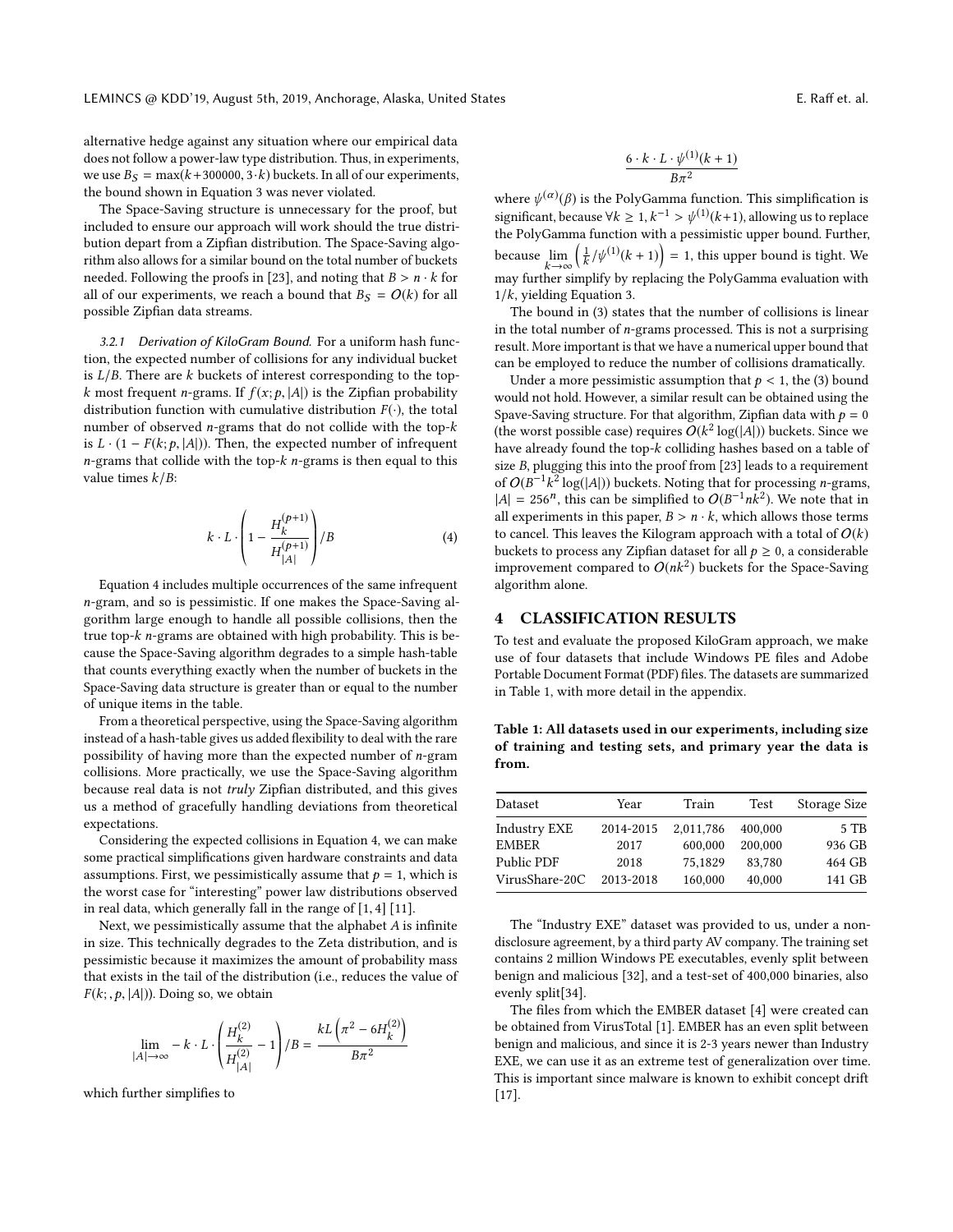alternative hedge against any situation where our empirical data does not follow a power-law type distribution. Thus, in experiments, we use $B_S = \max(k+300000, 3 \cdot k)$ buckets. In all of our experiments, the bound shown in Equation 3 was never violated.

The Space-Saving structure is unnecessary for the proof, but included to ensure our approach will work should the true distribution depart from a Zipfian distribution. The Space-Saving algorithm also allows for a similar bound on the total number of buckets needed. Following the proofs in [23], and noting that $B > n \cdot k$ for all of our experiments, we reach a bound that $B_S = O(k)$ for all possible Zipfian data streams.

#### 3.2.1 Derivation of KiloGram Bound.

For a uniform hash function, the expected number of collisions for any individual bucket is $L/B$. There are $k$ buckets of interest corresponding to the top-$k$ most frequent $n$-grams. If $f(x; p, |A|)$ is the Zipfian probability distribution function with cumulative distribution $F(\cdot)$, the total number of observed $n$-grams that do not collide with the top-$k$ is $L \cdot (1 - F(k; p, |A|))$. Then, the expected number of infrequent $n$-grams that collide with the top-$k$ $n$-grams is then equal to this value times $k/B$:

$$k \cdot L \cdot \left(1 - \frac{H_k^{(p+1)}}{H_{|A|}^{(p+1)}}\right) / B \tag{4}$$

Equation 4 includes multiple occurrences of the same infrequent $n$-gram, and so is pessimistic. If one makes the Space-Saving algorithm large enough to handle all possible collisions, then the true top-$k$ $n$-grams are obtained with high probability. This is because the Space-Saving algorithm degrades to a simple hash-table that counts everything exactly when the number of buckets in the Space-Saving data structure is greater than or equal to the number of unique items in the table.

From a theoretical perspective, using the Space-Saving algorithm instead of a hash-table gives us added flexibility to deal with the rare possibility of having more than the expected number of $n$-gram collisions. More practically, we use the Space-Saving algorithm because real data is not *truly* Zipfian distributed, and this gives us a method of gracefully handling deviations from theoretical expectations.

Considering the expected collisions in Equation 4, we can make some practical simplifications given hardware constraints and data assumptions. First, we pessimistically assume that $p = 1$, which is the worst case for "interesting" power law distributions observed in real data, which generally fall in the range of [1, 4] [11].

Next, we pessimistically assume that the alphabet $A$ is infinite in size. This technically degrades to the Zeta distribution, and is pessimistic because it maximizes the amount of probability mass that exists in the tail of the distribution (i.e., reduces the value of $F(k; , p, |A|)$). Doing so, we obtain

$$\lim_{|A| \to \infty} -k \cdot L \cdot \left(\frac{H_k^{(2)}}{H_{|A|}^{(2)}} - 1\right) / B = \frac{kL\left(\pi^2 - 6H_k^{(2)}\right)}{B\pi^2}$$

which further simplifies to

$$\frac{6 \cdot k \cdot L \cdot \psi^{(1)}(k+1)}{B\pi^2}$$

where $\psi^{(\alpha)}(\beta)$ is the PolyGamma function. This simplification is significant, because $\forall k \geq 1, k^{-1} > \psi^{(1)}(k+1)$, allowing us to replace the PolyGamma function with a pessimistic upper bound. Further, because $\lim_{k \to \infty} \left(\frac{1}{k} / \psi^{(1)}(k+1)\right) = 1$, this upper bound is tight. We may further simplify by replacing the PolyGamma evaluation with $1/k$, yielding Equation 3.

The bound in (3) states that the number of collisions is linear in the total number of $n$-grams processed. This is not a surprising result. More important is that we have a numerical upper bound that can be employed to reduce the number of collisions dramatically.

Under a more pessimistic assumption that $p < 1$, the (3) bound would not hold. However, a similar result can be obtained using the Spave-Saving structure. For that algorithm, Zipfian data with $p = 0$ (the worst possible case) requires $O(k^2 \log(|A|))$ buckets. Since we have already found the top-$k$ colliding hashes based on a table of size $B$, plugging this into the proof from [23] leads to a requirement of $O(B^{-1}k^2 \log(|A|))$ buckets. Noting that for processing $n$-grams, $|A| = 256^n$, this can be simplified to $O(B^{-1}nk^2)$. We note that in all experiments in this paper, $B > n \cdot k$, which allows those terms to cancel. This leaves the Kilogram approach with a total of $O(k)$ buckets to process any Zipfian dataset for all $p \geq 0$, a considerable improvement compared to $O(nk^2)$ buckets for the Space-Saving algorithm alone.

## 4 CLASSIFICATION RESULTS

To test and evaluate the proposed KiloGram approach, we make use of four datasets that include Windows PE files and Adobe Portable Document Format (PDF) files. The datasets are summarized in Table 1, with more detail in the appendix.

**Table 1: All datasets used in our experiments, including size of training and testing sets, and primary year the data is from.**

| Dataset | Year | Train | Test | Storage Size |
|---|---|---|---|---|
| Industry EXE | 2014-2015 | 2,011,786 | 400,000 | 5 TB |
| EMBER | 2017 | 600,000 | 200,000 | 936 GB |
| Public PDF | 2018 | 75,1829 | 83,780 | 464 GB |
| VirusShare-20C | 2013-2018 | 160,000 | 40,000 | 141 GB |

The "Industry EXE" dataset was provided to us, under a non-disclosure agreement, by a third party AV company. The training set contains 2 million Windows PE executables, evenly split between benign and malicious [32], and a test-set of 400,000 binaries, also evenly split[34].

The files from which the EMBER dataset [4] were created can be obtained from VirusTotal [1]. EMBER has an even split between benign and malicious, and since it is 2-3 years newer than Industry EXE, we can use it as an extreme test of generalization over time. This is important since malware is known to exhibit concept drift [17].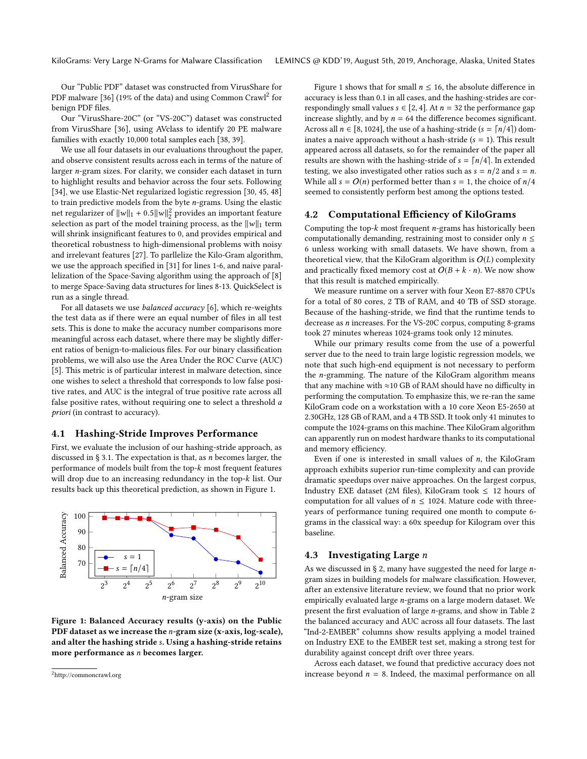Our "Public PDF" dataset was constructed from VirusShare for PDF malware [36] (19% of the data) and using Common Crawl[2] for benign PDF files.

Our "VirusShare-20C" (or "VS-20C") dataset was constructed from VirusShare [36], using AVclass to identify 20 PE malware families with exactly 10,000 total samples each [38, 39].

We use all four datasets in our evaluations throughout the paper, and observe consistent results across each in terms of the nature of larger $n$-gram sizes. For clarity, we consider each dataset in turn to highlight results and behavior across the four sets. Following [34], we use Elastic-Net regularized logistic regression [30, 45, 48] to train predictive models from the byte $n$-grams. Using the elastic net regularizer of $\|w\|_1 + 0.5\|w\|_2^2$ provides an important feature selection as part of the model training process, as the $\|w\|_1$ term will shrink insignificant features to 0, and provides empirical and theoretical robustness to high-dimensional problems with noisy and irrelevant features [27]. To parllelize the Kilo-Gram algorithm, we use the approach specified in [31] for lines 1-6, and naive parallelization of the Space-Saving algorithm using the approach of [8] to merge Space-Saving data structures for lines 8-13. QuickSelect is run as a single thread.

For all datasets we use *balanced accuracy* [6], which re-weights the test data as if there were an equal number of files in all test sets. This is done to make the accuracy number comparisons more meaningful across each dataset, where there may be slightly different ratios of benign-to-malicious files. For our binary classification problems, we will also use the Area Under the ROC Curve (AUC) [5]. This metric is of particular interest in malware detection, since one wishes to select a threshold that corresponds to low false positive rates, and AUC is the integral of true positive rate across all false positive rates, without requiring one to select a threshold *a priori* (in contrast to accuracy).

## 4.1 Hashing-Stride Improves Performance

First, we evaluate the inclusion of our hashing-stride approach, as discussed in § 3.1. The expectation is that, as $n$ becomes larger, the performance of models built from the top-$k$ most frequent features will drop due to an increasing redundancy in the top-$k$ list. Our results back up this theoretical prediction, as shown in Figure 1.

**Figure 1: Balanced Accuracy results (y-axis) on the Public PDF dataset as we increase the $n$-gram size (x-axis, log-scale), and alter the hashing stride $s$. Using a hashing-stride retains more performance as $n$ becomes larger.**

[2] http://commoncrawl.org

Figure 1 shows that for small $n \leq 16$, the absolute difference in accuracy is less than 0.1 in all cases, and the hashing-strides are correspondingly small values $s \in [2, 4]$. At $n = 32$ the performance gap increase slightly, and by $n = 64$ the difference becomes significant. Across all $n \in [8, 1024]$, the use of a hashing-stride ($s = \lceil n/4 \rceil$) dominates a naive approach without a hash-stride ($s = 1$). This result appeared across all datasets, so for the remainder of the paper all results are shown with the hashing-stride of $s = \lceil n/4 \rceil$. In extended testing, we also investigated other ratios such as $s = n/2$ and $s = n$. While all $s = O(n)$ performed better than $s = 1$, the choice of $n/4$ seemed to consistently perform best among the options tested.

## 4.2 Computational Efficiency of KiloGrams

Computing the top-$k$ most frequent $n$-grams has historically been computationally demanding, restraining most to consider only $n \leq 6$ unless working with small datasets. We have shown, from a theoretical view, that the KiloGram algorithm is $O(L)$ complexity and practically fixed memory cost at $O(B + k \cdot n)$. We now show that this result is matched empirically.

We measure runtime on a server with four Xeon E7-8870 CPUs for a total of 80 cores, 2 TB of RAM, and 40 TB of SSD storage. Because of the hashing-stride, we find that the runtime tends to decrease as $n$ increases. For the VS-20C corpus, computing 8-grams took 27 minutes whereas 1024-grams took only 12 minutes.

While our primary results come from the use of a powerful server due to the need to train large logistic regression models, we note that such high-end equipment is not necessary to perform the $n$-gramming. The nature of the KiloGram algorithm means that any machine with ≈10 GB of RAM should have no difficulty in performing the computation. To emphasize this, we re-ran the same KiloGram code on a workstation with a 10 core Xeon E5-2650 at 2.30GHz, 128 GB of RAM, and a 4 TB SSD. It took only 41 minutes to compute the 1024-grams on this machine. Thee KiloGram algorithm can apparently run on modest hardware thanks to its computational and memory efficiency.

Even if one is interested in small values of $n$, the KiloGram approach exhibits superior run-time complexity and can provide dramatic speedups over naive approaches. On the largest corpus, Industry EXE dataset (2M files), KiloGram took ≤ 12 hours of computation for all values of $n \leq 1024$. Mature code with three-years of performance tuning required one month to compute 6-grams in the classical way: a 60x speedup for Kilogram over this baseline.

## 4.3 Investigating Large $n$

As we discussed in § 2, many have suggested the need for large $n$-gram sizes in building models for malware classification. However, after an extensive literature review, we found that no prior work empirically evaluated large $n$-grams on a large modern dataset. We present the first evaluation of large $n$-grams, and show in Table 2 the balanced accuracy and AUC across all four datasets. The last "Ind-2-EMBER" columns show results applying a model trained on Industry EXE to the EMBER test set, making a strong test for durability against concept drift over three years.

Across each dataset, we found that predictive accuracy does not increase beyond $n = 8$. Indeed, the maximal performance on all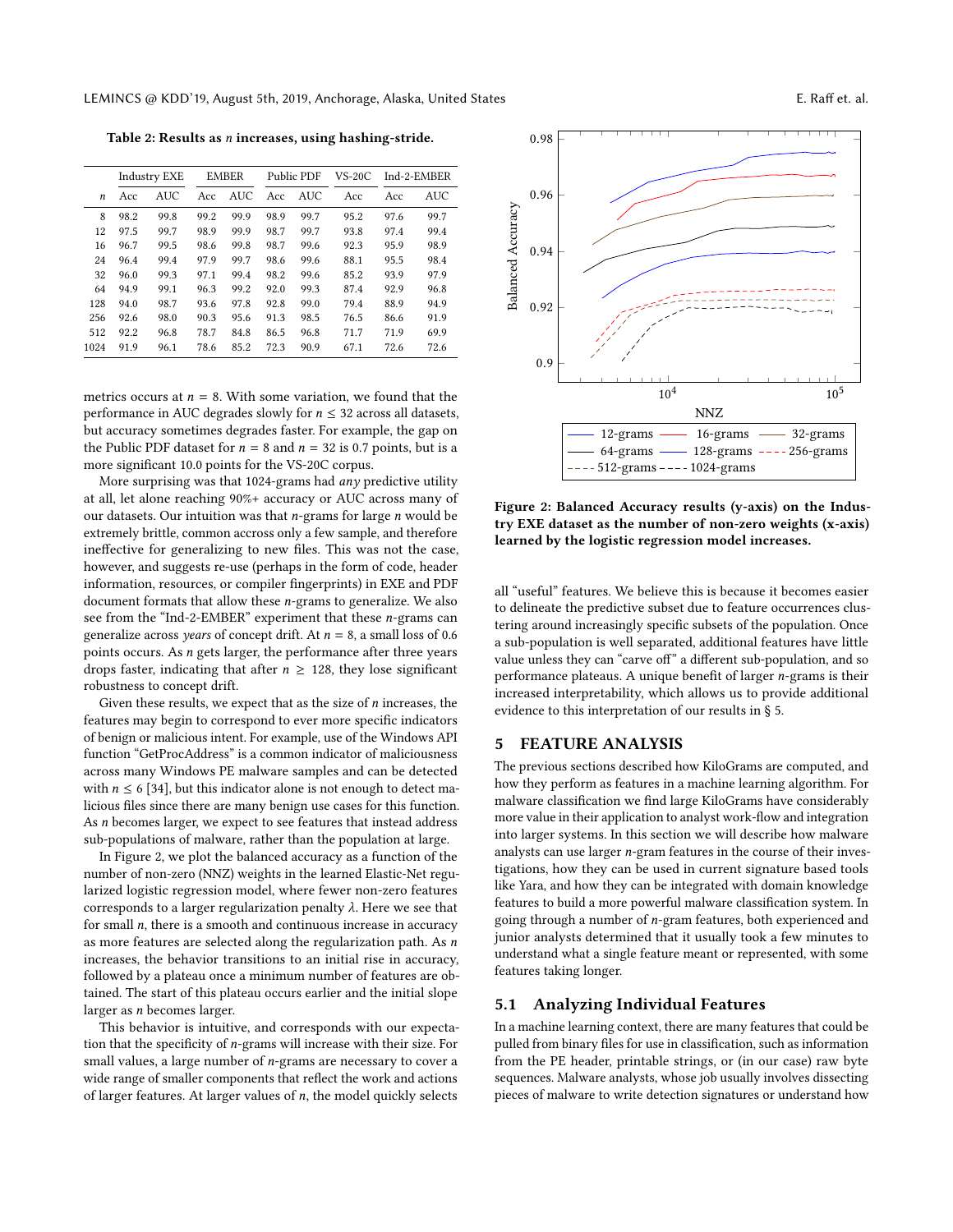Table 2: Results as $n$ increases, using hashing-stride.

| | Industry EXE | | EMBER | | Public PDF | | VS-20C | Ind-2-EMBER | |
|---|---|---|---|---|---|---|---|---|---|
| $n$ | Acc | AUC | Acc | AUC | Acc | AUC | Acc | Acc | AUC |
| 8 | 98.2 | 99.8 | 99.2 | 99.9 | 98.9 | 99.7 | 95.2 | 97.6 | 99.7 |
| 12 | 97.5 | 99.7 | 98.9 | 99.9 | 98.7 | 99.7 | 93.8 | 97.4 | 99.4 |
| 16 | 96.7 | 99.5 | 98.6 | 99.8 | 98.7 | 99.6 | 92.3 | 95.9 | 98.9 |
| 24 | 96.4 | 99.4 | 97.9 | 99.7 | 98.6 | 99.6 | 88.1 | 95.5 | 98.4 |
| 32 | 96.0 | 99.3 | 97.1 | 99.4 | 98.2 | 99.6 | 85.2 | 93.9 | 97.9 |
| 64 | 94.9 | 99.1 | 96.3 | 99.2 | 92.0 | 99.3 | 87.4 | 92.9 | 96.8 |
| 128 | 94.0 | 98.7 | 93.6 | 97.8 | 92.8 | 99.0 | 79.4 | 88.9 | 94.9 |
| 256 | 92.6 | 98.0 | 90.3 | 95.6 | 91.3 | 98.5 | 76.5 | 86.6 | 91.9 |
| 512 | 92.2 | 96.8 | 78.7 | 84.8 | 86.5 | 96.8 | 71.7 | 71.9 | 69.9 |
| 1024 | 91.9 | 96.1 | 78.6 | 85.2 | 72.3 | 90.9 | 67.1 | 72.6 | 72.6 |

metrics occurs at $n = 8$. With some variation, we found that the performance in AUC degrades slowly for $n \leq 32$ across all datasets, but accuracy sometimes degrades faster. For example, the gap on the Public PDF dataset for $n = 8$ and $n = 32$ is 0.7 points, but is a more significant 10.0 points for the VS-20C corpus.

More surprising was that 1024-grams had *any* predictive utility at all, let alone reaching 90%+ accuracy or AUC across many of our datasets. Our intuition was that $n$-grams for large $n$ would be extremely brittle, common accross only a few sample, and therefore ineffective for generalizing to new files. This was not the case, however, and suggests re-use (perhaps in the form of code, header information, resources, or compiler fingerprints) in EXE and PDF document formats that allow these $n$-grams to generalize. We also see from the "Ind-2-EMBER" experiment that these $n$-grams can generalize across *years* of concept drift. At $n = 8$, a small loss of 0.6 points occurs. As $n$ gets larger, the performance after three years drops faster, indicating that after $n \geq 128$, they lose significant robustness to concept drift.

Given these results, we expect that as the size of $n$ increases, the features may begin to correspond to ever more specific indicators of benign or malicious intent. For example, use of the Windows API function "GetProcAddress" is a common indicator of maliciousness across many Windows PE malware samples and can be detected with $n \leq 6$ [34], but this indicator alone is not enough to detect malicious files since there are many benign use cases for this function. As $n$ becomes larger, we expect to see features that instead address sub-populations of malware, rather than the population at large.

In Figure 2, we plot the balanced accuracy as a function of the number of non-zero (NNZ) weights in the learned Elastic-Net regularized logistic regression model, where fewer non-zero features corresponds to a larger regularization penalty $\lambda$. Here we see that for small $n$, there is a smooth and continuous increase in accuracy as more features are selected along the regularization path. As $n$ increases, the behavior transitions to an initial rise in accuracy, followed by a plateau once a minimum number of features are obtained. The start of this plateau occurs earlier and the initial slope larger as $n$ becomes larger.

This behavior is intuitive, and corresponds with our expectation that the specificity of $n$-grams will increase with their size. For small values, a large number of $n$-grams are necessary to cover a wide range of smaller components that reflect the work and actions of larger features. At larger values of $n$, the model quickly selects all "useful" features. We believe this is because it becomes easier to delineate the predictive subset due to feature occurrences clustering around increasingly specific subsets of the population. Once a sub-population is well separated, additional features have little value unless they can "carve off" a different sub-population, and so performance plateaus. A unique benefit of larger $n$-grams is their increased interpretability, which allows us to provide additional evidence to this interpretation of our results in § 5.

Figure 2: Balanced Accuracy results (y-axis) on the Industry EXE dataset as the number of non-zero weights (x-axis) learned by the logistic regression model increases.

## 5 FEATURE ANALYSIS

The previous sections described how KiloGrams are computed, and how they perform as features in a machine learning algorithm. For malware classification we find large KiloGrams have considerably more value in their application to analyst work-flow and integration into larger systems. In this section we will describe how malware analysts can use larger $n$-gram features in the course of their investigations, how they can be used in current signature based tools like Yara, and how they can be integrated with domain knowledge features to build a more powerful malware classification system. In going through a number of $n$-gram features, both experienced and junior analysts determined that it usually took a few minutes to understand what a single feature meant or represented, with some features taking longer.

### 5.1 Analyzing Individual Features

In a machine learning context, there are many features that could be pulled from binary files for use in classification, such as information from the PE header, printable strings, or (in our case) raw byte sequences. Malware analysts, whose job usually involves dissecting pieces of malware to write detection signatures or understand how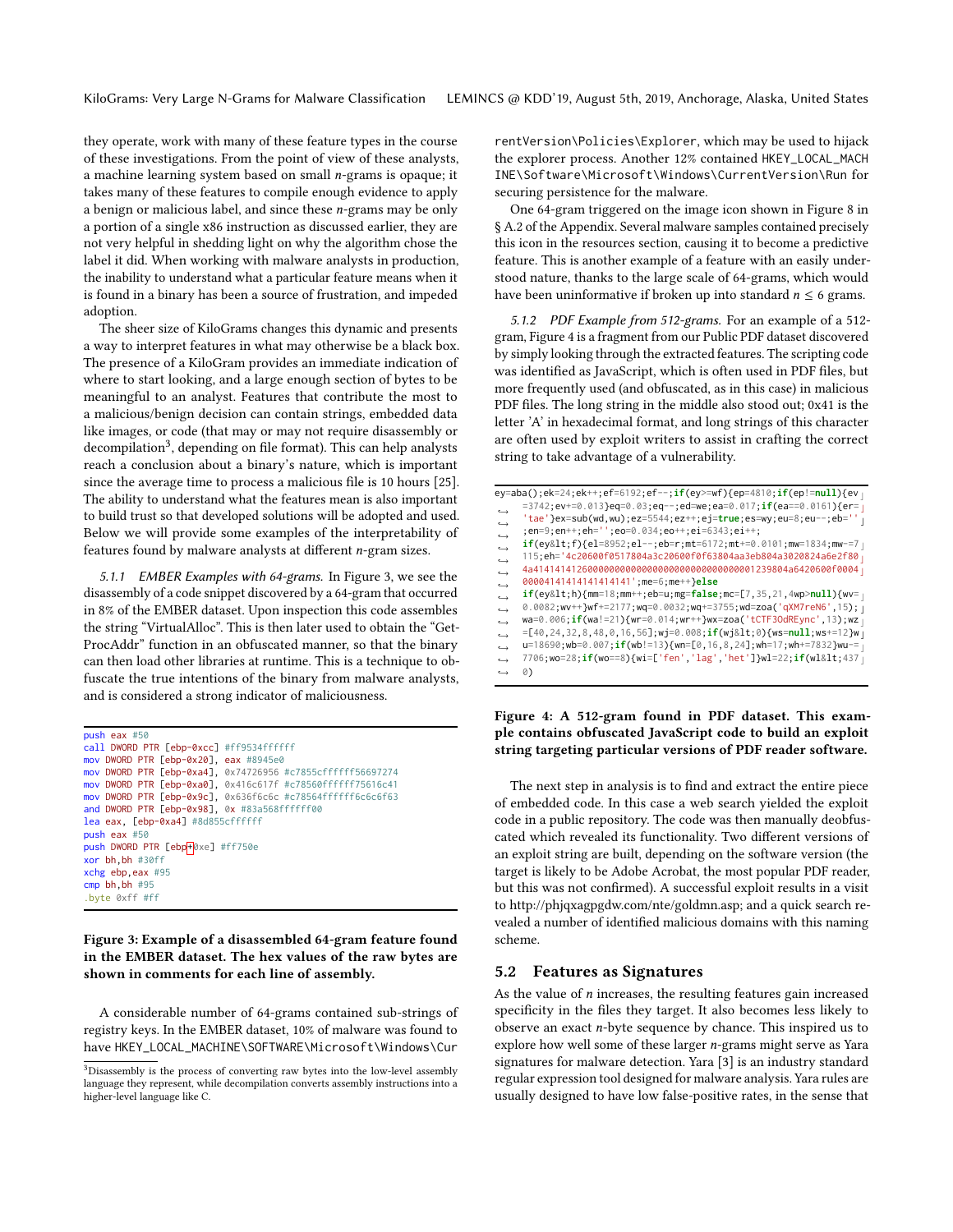they operate, work with many of these feature types in the course of these investigations. From the point of view of these analysts, a machine learning system based on small $n$-grams is opaque; it takes many of these features to compile enough evidence to apply a benign or malicious label, and since these $n$-grams may be only a portion of a single x86 instruction as discussed earlier, they are not very helpful in shedding light on why the algorithm chose the label it did. When working with malware analysts in production, the inability to understand what a particular feature means when it is found in a binary has been a source of frustration, and impeded adoption.

The sheer size of KiloGrams changes this dynamic and presents a way to interpret features in what may otherwise be a black box. The presence of a KiloGram provides an immediate indication of where to start looking, and a large enough section of bytes to be meaningful to an analyst. Features that contribute the most to a malicious/benign decision can contain strings, embedded data like images, or code (that may or may not require disassembly or decompilation[3], depending on file format). This can help analysts reach a conclusion about a binary's nature, which is important since the average time to process a malicious file is 10 hours [25]. The ability to understand what the features mean is also important to build trust so that developed solutions will be adopted and used. Below we will provide some examples of the interpretability of features found by malware analysts at different $n$-gram sizes.

*5.1.1 EMBER Examples with 64-grams.* In Figure 3, we see the disassembly of a code snippet discovered by a 64-gram that occurred in 8% of the EMBER dataset. Upon inspection this code assembles the string "VirtualAlloc". This is then later used to obtain the "GetProcAddr" function in an obfuscated manner, so that the binary can then load other libraries at runtime. This is a technique to obfuscate the true intentions of the binary from malware analysts, and is considered a strong indicator of maliciousness.

```
push eax #50
call DWORD PTR [ebp-0xcc] #ff9534ffffff
mov DWORD PTR [ebp-0x20], eax #8945e0
mov DWORD PTR [ebp-0xa4], 0x74726956 #c7855cffffff56697274
mov DWORD PTR [ebp-0xa0], 0x416c617f #c78560ffffff75616c41
mov DWORD PTR [ebp-0x9c], 0x636f6c6c #c78564ffffff6c6c6f63
and DWORD PTR [ebp-0x98], 0x #83a568ffffff00
lea eax, [ebp-0xa4] #8d855cffffff
push eax #50
push DWORD PTR [ebp+0xe] #ff750e
xor bh,bh #30ff
xchg ebp,eax #95
cmp bh,bh #95
.byte 0xff #ff
```

**Figure 3: Example of a disassembled 64-gram feature found in the EMBER dataset. The hex values of the raw bytes are shown in comments for each line of assembly.**

A considerable number of 64-grams contained sub-strings of registry keys. In the EMBER dataset, 10% of malware was found to have `HKEY_LOCAL_MACHINE\SOFTWARE\Microsoft\Windows\CurrentVersion\Policies\Explorer`, which may be used to hijack the explorer process. Another 12% contained `HKEY_LOCAL_MACHINE\Software\Microsoft\Windows\CurrentVersion\Run` for securing persistence for the malware.

One 64-gram triggered on the image icon shown in Figure 8 in § A.2 of the Appendix. Several malware samples contained precisely this icon in the resources section, causing it to become a predictive feature. This is another example of a feature with an easily understood nature, thanks to the large scale of 64-grams, which would have been uninformative if broken up into standard $n \le 6$ grams.

*5.1.2 PDF Example from 512-grams.* For an example of a 512-gram, Figure 4 is a fragment from our Public PDF dataset discovered by simply looking through the extracted features. The scripting code was identified as JavaScript, which is often used in PDF files, but more frequently used (and obfuscated, as in this case) in malicious PDF files. The long string in the middle also stood out; 0x41 is the letter 'A' in hexadecimal format, and long strings of this character are often used by exploit writers to assist in crafting the correct string to take advantage of a vulnerability.

```
ey=aba();ek=24;ek++;ef=6192;ef--;if(ey>=wf){ep=4810;if(ep!=null){ev
=3742;ev+=0.013}eq=0.03;eq--;ed=we;ea=0.017;if(ea==0.0161){er=
'tae'}ex=sub(wd,wu);ez=5544;ez++;ej=true;es=wy;eu=8;eu--;eb=''
;en=9;en++;eh='';eo=0.034;eo++;ei=6343;ei++;
if(ey&lt;f){el=8952;el--;eb=r;mt=6172;mt+=0.0101;mw=1834;mw-=7
115;eh='4c20600f0517804a3c20600f0f63804aa3eb804a3020824a6e2f80
4a4141414126000000000000000000000000000001239804a6420600f0004
00004141414141414141';me=6;me++}else
if(ey&lt;h){mm=18;mm++;eb=u;mg=false;mc=[7,35,21,4wp>null){wv=
0.0082;wv++}wf+=2177;wq=0.0032;wq+=3755;wd=zoa('qXM7reN6',15);
wa=0.006;if(wa!=21){wr=0.014;wr++}wx=zoa('tCTF3OdREync',13);wz
=[40,24,32,8,48,0,16,56];wj=0.008;if(wj&lt;0){ws=null;ws+=12}w
u=18690;wb=0.007;if(wb!=13){wn=[0,16,8,24];wh=17;wh+=7832}wu-=
7706;wo=28;if(wo==8){wi=['fen','lag','het']}wl=22;if(wl&lt;437
0)
```

**Figure 4: A 512-gram found in PDF dataset. This example contains obfuscated JavaScript code to build an exploit string targeting particular versions of PDF reader software.**

The next step in analysis is to find and extract the entire piece of embedded code. In this case a web search yielded the exploit code in a public repository. The code was then manually deobfuscated which revealed its functionality. Two different versions of an exploit string are built, depending on the software version (the target is likely to be Adobe Acrobat, the most popular PDF reader, but this was not confirmed). A successful exploit results in a visit to http://phjqxagpgdw.com/nte/goldmn.asp; and a quick search revealed a number of identified malicious domains with this naming scheme.

## 5.2 Features as Signatures

As the value of $n$ increases, the resulting features gain increased specificity in the files they target. It also becomes less likely to observe an exact $n$-byte sequence by chance. This inspired us to explore how well some of these larger $n$-grams might serve as Yara signatures for malware detection. Yara [3] is an industry standard regular expression tool designed for malware analysis. Yara rules are usually designed to have low false-positive rates, in the sense that

[3] Disassembly is the process of converting raw bytes into the low-level assembly language they represent, while decompilation converts assembly instructions into a higher-level language like C.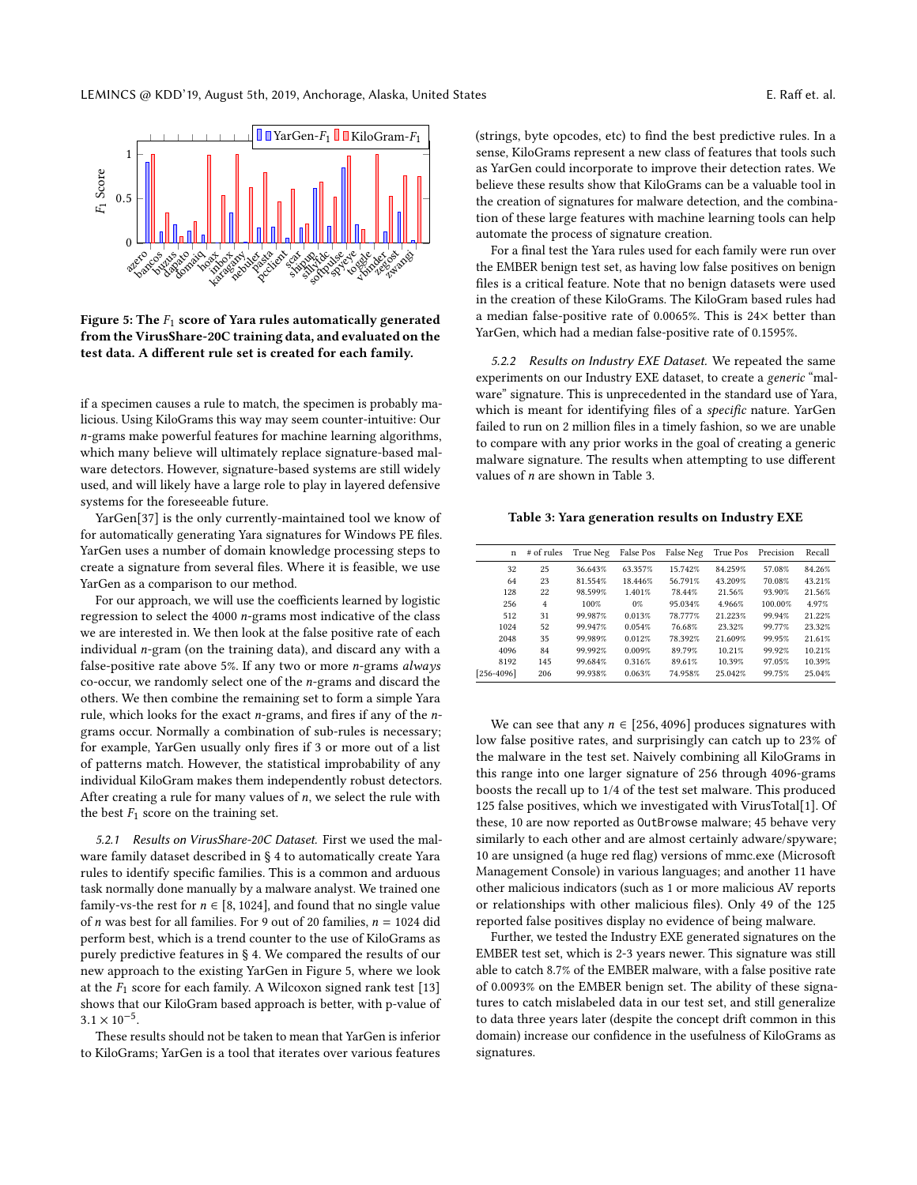Figure 5: The $F_1$ score of Yara rules automatically generated from the VirusShare-20C training data, and evaluated on the test data. A different rule set is created for each family.

if a specimen causes a rule to match, the specimen is probably malicious. Using KiloGrams this way may seem counter-intuitive: Our $n$-grams make powerful features for machine learning algorithms, which many believe will ultimately replace signature-based malware detectors. However, signature-based systems are still widely used, and will likely have a large role to play in layered defensive systems for the foreseeable future.

YarGen[37] is the only currently-maintained tool we know of for automatically generating Yara signatures for Windows PE files. YarGen uses a number of domain knowledge processing steps to create a signature from several files. Where it is feasible, we use YarGen as a comparison to our method.

For our approach, we will use the coefficients learned by logistic regression to select the 4000 $n$-grams most indicative of the class we are interested in. We then look at the false positive rate of each individual $n$-gram (on the training data), and discard any with a false-positive rate above 5%. If any two or more $n$-grams *always* co-occur, we randomly select one of the $n$-grams and discard the others. We then combine the remaining set to form a simple Yara rule, which looks for the exact $n$-grams, and fires if any of the $n$-grams occur. Normally a combination of sub-rules is necessary; for example, YarGen usually only fires if 3 or more out of a list of patterns match. However, the statistical improbability of any individual KiloGram make them independently robust detectors. After creating a rule for many values of $n$, we select the rule with the best $F_1$ score on the training set.

#### 5.2.1 Results on VirusShare-20C Dataset.

First we used the malware family dataset described in § 4 to automatically create Yara rules to identify specific families. This is a common and arduous task normally done manually by a malware analyst. We trained one family-vs-the rest for $n \in [8, 1024]$, and found that no single value of $n$ was best for all families. For 9 out of 20 families, $n = 1024$ did perform best, which is a trend counter to the use of KiloGrams as purely predictive features in § 4. We compared the results of our new approach to the existing YarGen in Figure 5, where we look at the $F_1$ score for each family. A Wilcoxon signed rank test [13] shows that our KiloGram based approach is better, with p-value of $3.1 \times 10^{-5}$.

These results should not be taken to mean that YarGen is inferior to KiloGrams; YarGen is a tool that iterates over various features (strings, byte opcodes, etc) to find the best predictive rules. In a sense, KiloGrams represent a new class of features that tools such as YarGen could incorporate to improve their detection rates. We believe these results show that KiloGrams can be a valuable tool in the creation of signatures for malware detection, and the combination of these large features with machine learning tools can help automate the process of signature creation.

For a final test the Yara rules used for each family were run over the EMBER benign test set, as having low false positives on benign files is a critical feature. Note that no benign datasets were used in the creation of these KiloGrams. The KiloGram based rules had a median false-positive rate of 0.0065%. This is 24× better than YarGen, which had a median false-positive rate of 0.1595%.

#### 5.2.2 Results on Industry EXE Dataset.

We repeated the same experiments on our Industry EXE dataset, to create a *generic* "malware" signature. This is unprecedented in the standard use of Yara, which is meant for identifying files of a *specific* nature. YarGen failed to run on 2 million files in a timely fashion, so we are unable to compare with any prior works in the goal of creating a generic malware signature. The results when attempting to use different values of $n$ are shown in Table 3.

**Table 3: Yara generation results on Industry EXE**

| n | # of rules | True Neg | False Pos | False Neg | True Pos | Precision | Recall |
|---|---|---|---|---|---|---|---|
| 32 | 25 | 36.643% | 63.357% | 15.742% | 84.259% | 57.08% | 84.26% |
| 64 | 23 | 81.554% | 18.446% | 56.791% | 43.209% | 70.08% | 43.21% |
| 128 | 22 | 98.599% | 1.401% | 78.44% | 21.56% | 93.90% | 21.56% |
| 256 | 4 | 100% | 0% | 95.034% | 4.966% | 100.00% | 4.97% |
| 512 | 31 | 99.987% | 0.013% | 78.777% | 21.223% | 99.94% | 21.22% |
| 1024 | 52 | 99.947% | 0.054% | 76.68% | 23.32% | 99.77% | 23.32% |
| 2048 | 35 | 99.989% | 0.012% | 78.392% | 21.609% | 99.95% | 21.61% |
| 4096 | 84 | 99.992% | 0.009% | 89.79% | 10.21% | 99.92% | 10.21% |
| 8192 | 145 | 99.684% | 0.316% | 89.61% | 10.39% | 97.05% | 10.39% |
| [256-4096] | 206 | 99.938% | 0.063% | 74.958% | 25.042% | 99.75% | 25.04% |

We can see that any $n \in [256, 4096]$ produces signatures with low false positive rates, and surprisingly can catch up to 23% of the malware in the test set. Naively combining all KiloGrams in this range into one larger signature of 256 through 4096-grams boosts the recall up to 1/4 of the test set malware. This produced 125 false positives, which we investigated with VirusTotal[1]. Of these, 10 are now reported as `OutBrowse` malware; 45 behave very similarly to each other and are almost certainly adware/spyware; 10 are unsigned (a huge red flag) versions of mmc.exe (Microsoft Management Console) in various languages; and another 11 have other malicious indicators (such as 1 or more malicious AV reports or relationships with other malicious files). Only 49 of the 125 reported false positives display no evidence of being malware.

Further, we tested the Industry EXE generated signatures on the EMBER test set, which is 2-3 years newer. This signature was still able to catch 8.7% of the EMBER malware, with a false positive rate of 0.0093% on the EMBER benign set. The ability of these signatures to catch mislabeled data in our test set, and still generalize to data three years later (despite the concept drift common in this domain) increase our confidence in the usefulness of KiloGrams as signatures.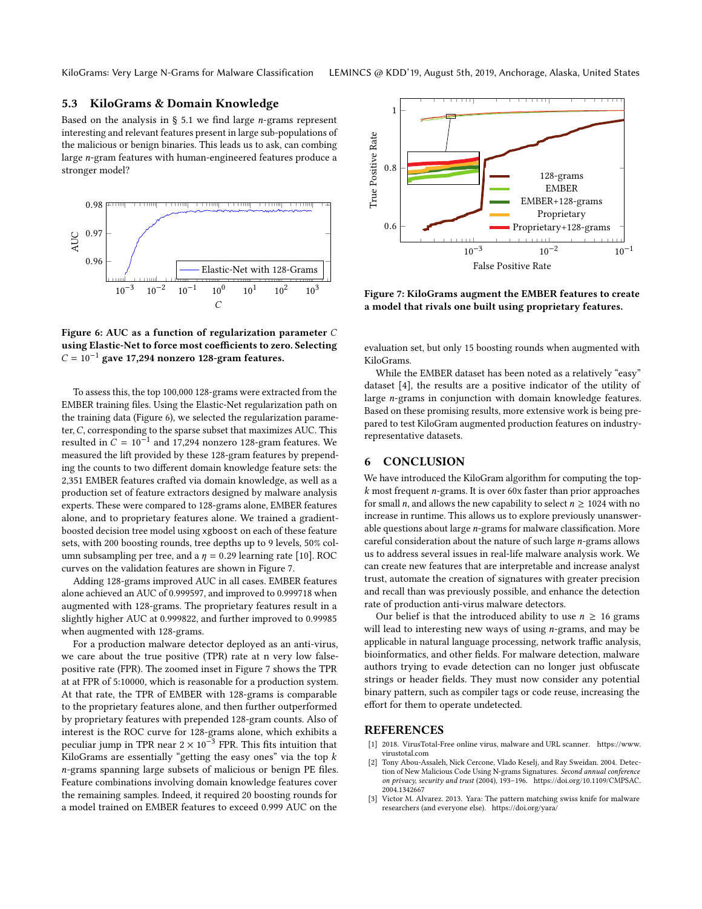### 5.3 KiloGrams & Domain Knowledge

Based on the analysis in § 5.1 we find large $n$-grams represent interesting and relevant features present in large sub-populations of the malicious or benign binaries. This leads us to ask, can combing large $n$-gram features with human-engineered features produce a stronger model?

Figure 6: AUC as a function of regularization parameter $C$ using Elastic-Net to force most coefficients to zero. Selecting $C = 10^{-1}$ gave 17,294 nonzero 128-gram features.

To assess this, the top 100,000 128-grams were extracted from the EMBER training files. Using the Elastic-Net regularization path on the training data (Figure 6), we selected the regularization parameter, $C$, corresponding to the sparse subset that maximizes AUC. This resulted in $C = 10^{-1}$ and 17,294 nonzero 128-gram features. We measured the lift provided by these 128-gram features by prepending the counts to two different domain knowledge feature sets: the 2,351 EMBER features crafted via domain knowledge, as well as a production set of feature extractors designed by malware analysis experts. These were compared to 128-grams alone, EMBER features alone, and to proprietary features alone. We trained a gradient-boosted decision tree model using `xgboost` on each of these feature sets, with 200 boosting rounds, tree depths up to 9 levels, 50% column subsampling per tree, and a $\eta = 0.29$ learning rate [10]. ROC curves on the validation features are shown in Figure 7.

Adding 128-grams improved AUC in all cases. EMBER features alone achieved an AUC of 0.999597, and improved to 0.999718 when augmented with 128-grams. The proprietary features result in a slightly higher AUC at 0.999822, and further improved to 0.99985 when augmented with 128-grams.

For a production malware detector deployed as an anti-virus, we care about the true positive (TPR) rate at n very low false-positive rate (FPR). The zoomed inset in Figure 7 shows the TPR at at FPR of 5:10000, which is reasonable for a production system. At that rate, the TPR of EMBER with 128-grams is comparable to the proprietary features alone, and then further outperformed by proprietary features with prepended 128-gram counts. Also of interest is the ROC curve for 128-grams alone, which exhibits a peculiar jump in TPR near $2 \times 10^{-3}$ FPR. This fits intuition that KiloGrams are essentially "getting the easy ones" via the top $k$ $n$-grams spanning large subsets of malicious or benign PE files. Feature combinations involving domain knowledge features cover the remaining samples. Indeed, it required 20 boosting rounds for a model trained on EMBER features to exceed 0.999 AUC on the evaluation set, but only 15 boosting rounds when augmented with KiloGrams.

Figure 7: KiloGrams augment the EMBER features to create a model that rivals one built using proprietary features.

While the EMBER dataset has been noted as a relatively "easy" dataset [4], the results are a positive indicator of the utility of large $n$-grams in conjunction with domain knowledge features. Based on these promising results, more extensive work is being prepared to test KiloGram augmented production features on industry-representative datasets.

## 6 CONCLUSION

We have introduced the KiloGram algorithm for computing the top-$k$ most frequent $n$-grams. It is over 60x faster than prior approaches for small $n$, and allows the new capability to select $n \geq 1024$ with no increase in runtime. This allows us to explore previously unanswerable questions about large $n$-grams for malware classification. More careful consideration about the nature of such large $n$-grams allows us to address several issues in real-life malware analysis work. We can create new features that are interpretable and increase analyst trust, automate the creation of signatures with greater precision and recall than was previously possible, and enhance the detection rate of production anti-virus malware detectors.

Our belief is that the introduced ability to use $n \geq 16$ grams will lead to interesting new ways of using $n$-grams, and may be applicable in natural language processing, network traffic analysis, bioinformatics, and other fields. For malware detection, malware authors trying to evade detection can no longer just obfuscate strings or header fields. They must now consider any potential binary pattern, such as compiler tags or code reuse, increasing the effort for them to operate undetected.

## REFERENCES

[1] 2018. VirusTotal-Free online virus, malware and URL scanner. https://www.virustotal.com

[2] Tony Abou-Assaleh, Nick Cercone, Vlado Keselj, and Ray Sweidan. 2004. Detection of New Malicious Code Using N-grams Signatures. *Second annual conference on privacy, security and trust* (2004), 193–196. https://doi.org/10.1109/CMPSAC.2004.1342667

[3] Victor M. Alvarez. 2013. Yara: The pattern matching swiss knife for malware researchers (and everyone else). https://doi.org/yara/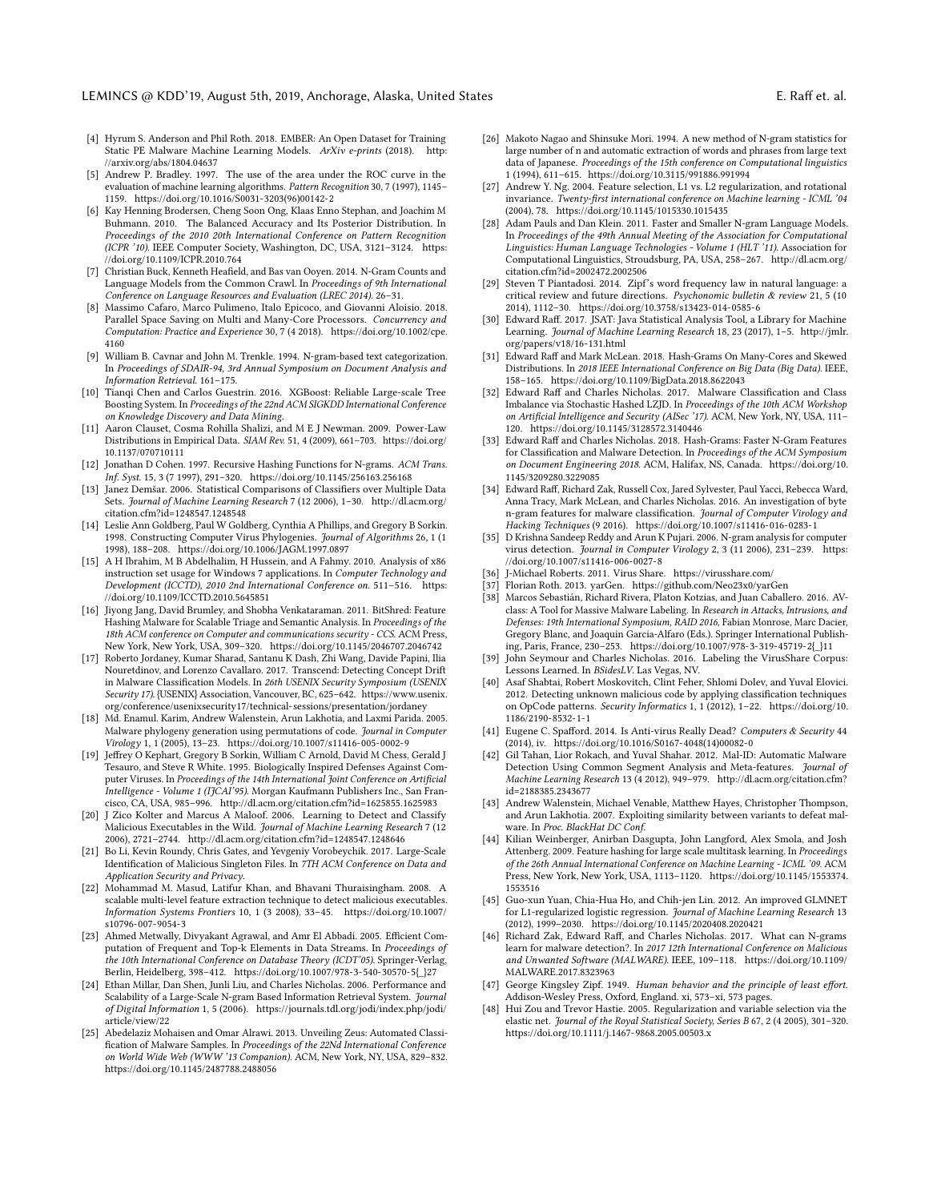[4] Hyrum S. Anderson and Phil Roth. 2018. EMBER: An Open Dataset for Training Static PE Malware Machine Learning Models. *ArXiv e-prints* (2018). http://arxiv.org/abs/1804.04637

[5] Andrew P. Bradley. 1997. The use of the area under the ROC curve in the evaluation of machine learning algorithms. *Pattern Recognition* 30, 7 (1997), 1145–1159. https://doi.org/10.1016/S0031-3203(96)00142-2

[6] Kay Henning Brodersen, Cheng Soon Ong, Klaas Enno Stephan, and Joachim M Buhmann. 2010. The Balanced Accuracy and Its Posterior Distribution. In *Proceedings of the 2010 20th International Conference on Pattern Recognition (ICPR '10)*. IEEE Computer Society, Washington, DC, USA, 3121–3124. https://doi.org/10.1109/ICPR.2010.764

[7] Christian Buck, Kenneth Heafield, and Bas van Ooyen. 2014. N-Gram Counts and Language Models from the Common Crawl. In *Proceedings of 9th International Conference on Language Resources and Evaluation (LREC 2014)*. 26–31.

[8] Massimo Cafaro, Marco Pulimeno, Italo Epicoco, and Giovanni Aloisio. 2018. Parallel Space Saving on Multi and Many-Core Processors. *Concurrency and Computation: Practice and Experience* 30, 7 (4 2018). https://doi.org/10.1002/cpe.4160

[9] William B. Cavnar and John M. Trenkle. 1994. N-gram-based text categorization. In *Proceedings of SDAIR-94, 3rd Annual Symposium on Document Analysis and Information Retrieval*. 161–175.

[10] Tianqi Chen and Carlos Guestrin. 2016. XGBoost: Reliable Large-scale Tree Boosting System. In *Proceedings of the 22nd ACM SIGKDD International Conference on Knowledge Discovery and Data Mining*.

[11] Aaron Clauset, Cosma Rohilla Shalizi, and M E J Newman. 2009. Power-Law Distributions in Empirical Data. *SIAM Rev.* 51, 4 (2009), 661–703. https://doi.org/10.1137/070710111

[12] Jonathan D Cohen. 1997. Recursive Hashing Functions for N-grams. *ACM Trans. Inf. Syst.* 15, 3 (7 1997), 291–320. https://doi.org/10.1145/256163.256168

[13] Janez Demšar. 2006. Statistical Comparisons of Classifiers over Multiple Data Sets. *Journal of Machine Learning Research* 7 (12 2006), 1–30. http://dl.acm.org/citation.cfm?id=1248547.1248548

[14] Leslie Ann Goldberg, Paul W Goldberg, Cynthia A Phillips, and Gregory B Sorkin. 1998. Constructing Computer Virus Phylogenies. *Journal of Algorithms* 26, 1 (1 1998), 188–208. https://doi.org/10.1006/JAGM.1997.0897

[15] A H Ibrahim, M B Abdelhalim, H Hussein, and A Fahmy. 2010. Analysis of x86 instruction set usage for Windows 7 applications. In *Computer Technology and Development (ICCTD), 2010 2nd International Conference on*. 511–516. https://doi.org/10.1109/ICCTD.2010.5645851

[16] Jiyong Jang, David Brumley, and Shobha Venkataraman. 2011. BitShred: Feature Hashing Malware for Scalable Triage and Semantic Analysis. In *Proceedings of the 18th ACM conference on Computer and communications security - CCS*. ACM Press, New York, New York, USA, 309–320. https://doi.org/10.1145/2046707.2046742

[17] Roberto Jordaney, Kumar Sharad, Santanu K Dash, Zhi Wang, Davide Papini, Ilia Nouretdinov, and Lorenzo Cavallaro. 2017. Transcend: Detecting Concept Drift in Malware Classification Models. In *26th USENIX Security Symposium (USENIX Security 17)*. {USENIX} Association, Vancouver, BC, 625–642. https://www.usenix.org/conference/usenixsecurity17/technical-sessions/presentation/jordaney

[18] Md. Enamul. Karim, Andrew Walenstein, Arun Lakhotia, and Laxmi Parida. 2005. Malware phylogeny generation using permutations of code. *Journal in Computer Virology* 1, 1 (2005), 13–23. https://doi.org/10.1007/s11416-005-0002-9

[19] Jeffrey O Kephart, Gregory B Sorkin, William C Arnold, David M Chess, Gerald J Tesauro, and Steve R White. 1995. Biologically Inspired Defenses Against Computer Viruses. In *Proceedings of the 14th International Joint Conference on Artificial Intelligence - Volume 1 (IJCAI'95)*. Morgan Kaufmann Publishers Inc., San Francisco, CA, USA, 985–996. http://dl.acm.org/citation.cfm?id=1625855.1625983

[20] J Zico Kolter and Marcus A Maloof. 2006. Learning to Detect and Classify Malicious Executables in the Wild. *Journal of Machine Learning Research* 7 (12 2006), 2721–2744. http://dl.acm.org/citation.cfm?id=1248547.1248646

[21] Bo Li, Kevin Roundy, Chris Gates, and Yevgeniy Vorobeychik. 2017. Large-Scale Identification of Malicious Singleton Files. In *7TH ACM Conference on Data and Application Security and Privacy*.

[22] Mohammad M. Masud, Latifur Khan, and Bhavani Thuraisingham. 2008. A scalable multi-level feature extraction technique to detect malicious executables. *Information Systems Frontiers* 10, 1 (3 2008), 33–45. https://doi.org/10.1007/s10796-007-9054-3

[23] Ahmed Metwally, Divyakant Agrawal, and Amr El Abbadi. 2005. Efficient Computation of Frequent and Top-k Elements in Data Streams. In *Proceedings of the 10th International Conference on Database Theory (ICDT'05)*. Springer-Verlag, Berlin, Heidelberg, 398–412. https://doi.org/10.1007/978-3-540-30570-5{_}27

[24] Ethan Millar, Dan Shen, Junli Liu, and Charles Nicholas. 2006. Performance and Scalability of a Large-Scale N-gram Based Information Retrieval System. *Journal of Digital Information* 1, 5 (2006). https://journals.tdl.org/jodi/index.php/jodi/article/view/22

[25] Abedelaziz Mohaisen and Omar Alrawi. 2013. Unveiling Zeus: Automated Classification of Malware Samples. In *Proceedings of the 22Nd International Conference on World Wide Web (WWW '13 Companion)*. ACM, New York, NY, USA, 829–832. https://doi.org/10.1145/2487788.2488056

[26] Makoto Nagao and Shinsuke Mori. 1994. A new method of N-gram statistics for large number of n and automatic extraction of words and phrases from large text data of Japanese. *Proceedings of the 15th conference on Computational linguistics* 1 (1994), 611–615. https://doi.org/10.3115/991886.991994

[27] Andrew Y. Ng. 2004. Feature selection, L1 vs. L2 regularization, and rotational invariance. *Twenty-first international conference on Machine learning - ICML '04* (2004), 78. https://doi.org/10.1145/1015330.1015435

[28] Adam Pauls and Dan Klein. 2011. Faster and Smaller N-gram Language Models. In *Proceedings of the 49th Annual Meeting of the Association for Computational Linguistics: Human Language Technologies - Volume 1 (HLT '11)*. Association for Computational Linguistics, Stroudsburg, PA, USA, 258–267. http://dl.acm.org/citation.cfm?id=2002472.2002506

[29] Steven T Piantadosi. 2014. Zipf's word frequency law in natural language: a critical review and future directions. *Psychonomic bulletin & review* 21, 5 (10 2014), 1112–30. https://doi.org/10.3758/s13423-014-0585-6

[30] Edward Raff. 2017. JSAT: Java Statistical Analysis Tool, a Library for Machine Learning. *Journal of Machine Learning Research* 18, 23 (2017), 1–5. http://jmlr.org/papers/v18/16-131.html

[31] Edward Raff and Mark McLean. 2018. Hash-Grams On Many-Cores and Skewed Distributions. In *2018 IEEE International Conference on Big Data (Big Data)*. IEEE, 158–165. https://doi.org/10.1109/BigData.2018.8622043

[32] Edward Raff and Charles Nicholas. 2017. Malware Classification and Class Imbalance via Stochastic Hashed LZJD. In *Proceedings of the 10th ACM Workshop on Artificial Intelligence and Security (AISec '17)*. ACM, New York, NY, USA, 111–120. https://doi.org/10.1145/3128572.3140446

[33] Edward Raff and Charles Nicholas. 2018. Hash-Grams: Faster N-Gram Features for Classification and Malware Detection. In *Proceedings of the ACM Symposium on Document Engineering 2018*. ACM, Halifax, NS, Canada. https://doi.org/10.1145/3209280.3229085

[34] Edward Raff, Richard Zak, Russell Cox, Jared Sylvester, Paul Yacci, Rebecca Ward, Anna Tracy, Mark McLean, and Charles Nicholas. 2016. An investigation of byte n-gram features for malware classification. *Journal of Computer Virology and Hacking Techniques* (9 2016). https://doi.org/10.1007/s11416-016-0283-1

[35] D Krishna Sandeep Reddy and Arun K Pujari. 2006. N-gram analysis for computer virus detection. *Journal in Computer Virology* 2, 3 (11 2006), 231–239. https://doi.org/10.1007/s11416-006-0027-8

[36] J-Michael Roberts. 2011. Virus Share. https://virusshare.com/

[37] Florian Roth. 2013. yarGen. https://github.com/Neo23x0/yarGen

[38] Marcos Sebastián, Richard Rivera, Platon Kotzias, and Juan Caballero. 2016. AVclass: A Tool for Massive Malware Labeling. In *Research in Attacks, Intrusions, and Defenses: 19th International Symposium, RAID 2016*, Fabian Monrose, Marc Dacier, Gregory Blanc, and Joaquin Garcia-Alfaro (Eds.). Springer International Publishing, Paris, France, 230–253. https://doi.org/10.1007/978-3-319-45719-2{_}11

[39] John Seymour and Charles Nicholas. 2016. Labeling the VirusShare Corpus: Lessons Learned. In *BSidesLV*. Las Vegas, NV.

[40] Asaf Shabtai, Robert Moskovitch, Clint Feher, Shlomi Dolev, and Yuval Elovici. 2012. Detecting unknown malicious code by applying classification techniques on OpCode patterns. *Security Informatics* 1, 1 (2012), 1–22. https://doi.org/10.1186/2190-8532-1-1

[41] Eugene C. Spafford. 2014. Is Anti-virus Really Dead? *Computers & Security* 44 (2014), iv. https://doi.org/10.1016/S0167-4048(14)00082-0

[42] Gil Tahan, Lior Rokach, and Yuval Shahar. 2012. Mal-ID: Automatic Malware Detection Using Common Segment Analysis and Meta-features. *Journal of Machine Learning Research* 13 (4 2012), 949–979. http://dl.acm.org/citation.cfm?id=2188385.2343677

[43] Andrew Walenstein, Michael Venable, Matthew Hayes, Christopher Thompson, and Arun Lakhotia. 2007. Exploiting similarity between variants to defeat malware. In *Proc. BlackHat DC Conf.*

[44] Kilian Weinberger, Anirban Dasgupta, John Langford, Alex Smola, and Josh Attenberg. 2009. Feature hashing for large scale multitask learning. In *Proceedings of the 26th Annual International Conference on Machine Learning - ICML '09*. ACM Press, New York, New York, USA, 1113–1120. https://doi.org/10.1145/1553374.1553516

[45] Guo-xun Yuan, Chia-Hua Ho, and Chih-jen Lin. 2012. An improved GLMNET for L1-regularized logistic regression. *Journal of Machine Learning Research* 13 (2012), 1999–2030. https://doi.org/10.1145/2020408.2020421

[46] Richard Zak, Edward Raff, and Charles Nicholas. 2017. What can N-grams learn for malware detection?. In *2017 12th International Conference on Malicious and Unwanted Software (MALWARE)*. IEEE, 109–118. https://doi.org/10.1109/MALWARE.2017.8323963

[47] George Kingsley Zipf. 1949. *Human behavior and the principle of least effort.* Addison-Wesley Press, Oxford, England. xi, 573–xi, 573 pages.

[48] Hui Zou and Trevor Hastie. 2005. Regularization and variable selection via the elastic net. *Journal of the Royal Statistical Society, Series B* 67, 2 (4 2005), 301–320. https://doi.org/10.1111/j.1467-9868.2005.00503.x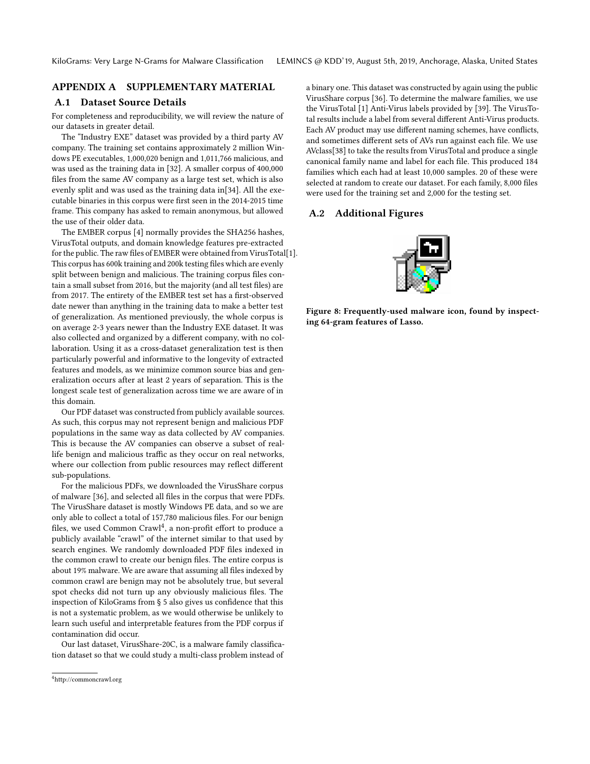## APPENDIX A SUPPLEMENTARY MATERIAL

### A.1 Dataset Source Details

For completeness and reproducibility, we will review the nature of our datasets in greater detail.

The "Industry EXE" dataset was provided by a third party AV company. The training set contains approximately 2 million Windows PE executables, 1,000,020 benign and 1,011,766 malicious, and was used as the training data in [32]. A smaller corpus of 400,000 files from the same AV company as a large test set, which is also evenly split and was used as the training data in[34]. All the executable binaries in this corpus were first seen in the 2014-2015 time frame. This company has asked to remain anonymous, but allowed the use of their older data.

The EMBER corpus [4] normally provides the SHA256 hashes, VirusTotal outputs, and domain knowledge features pre-extracted for the public. The raw files of EMBER were obtained from VirusTotal[1]. This corpus has 600k training and 200k testing files which are evenly split between benign and malicious. The training corpus files contain a small subset from 2016, but the majority (and all test files) are from 2017. The entirety of the EMBER test set has a first-observed date newer than anything in the training data to make a better test of generalization. As mentioned previously, the whole corpus is on average 2-3 years newer than the Industry EXE dataset. It was also collected and organized by a different company, with no collaboration. Using it as a cross-dataset generalization test is then particularly powerful and informative to the longevity of extracted features and models, as we minimize common source bias and generalization occurs after at least 2 years of separation. This is the longest scale test of generalization across time we are aware of in this domain.

Our PDF dataset was constructed from publicly available sources. As such, this corpus may not represent benign and malicious PDF populations in the same way as data collected by AV companies. This is because the AV companies can observe a subset of real-life benign and malicious traffic as they occur on real networks, where our collection from public resources may reflect different sub-populations.

For the malicious PDFs, we downloaded the VirusShare corpus of malware [36], and selected all files in the corpus that were PDFs. The VirusShare dataset is mostly Windows PE data, and so we are only able to collect a total of 157,780 malicious files. For our benign files, we used Common Crawl[4], a non-profit effort to produce a publicly available "crawl" of the internet similar to that used by search engines. We randomly downloaded PDF files indexed in the common crawl to create our benign files. The entire corpus is about 19% malware. We are aware that assuming all files indexed by common crawl are benign may not be absolutely true, but several spot checks did not turn up any obviously malicious files. The inspection of KiloGrams from § 5 also gives us confidence that this is not a systematic problem, as we would otherwise be unlikely to learn such useful and interpretable features from the PDF corpus if contamination did occur.

Our last dataset, VirusShare-20C, is a malware family classification dataset so that we could study a multi-class problem instead of a binary one. This dataset was constructed by again using the public VirusShare corpus [36]. To determine the malware families, we use the VirusTotal [1] Anti-Virus labels provided by [39]. The VirusTotal results include a label from several different Anti-Virus products. Each AV product may use different naming schemes, have conflicts, and sometimes different sets of AVs run against each file. We use AVclass[38] to take the results from VirusTotal and produce a single canonical family name and label for each file. This produced 184 families which each had at least 10,000 samples. 20 of these were selected at random to create our dataset. For each family, 8,000 files were used for the training set and 2,000 for the testing set.

### A.2 Additional Figures

**Figure 8: Frequently-used malware icon, found by inspecting 64-gram features of Lasso.**

[4] http://commoncrawl.org